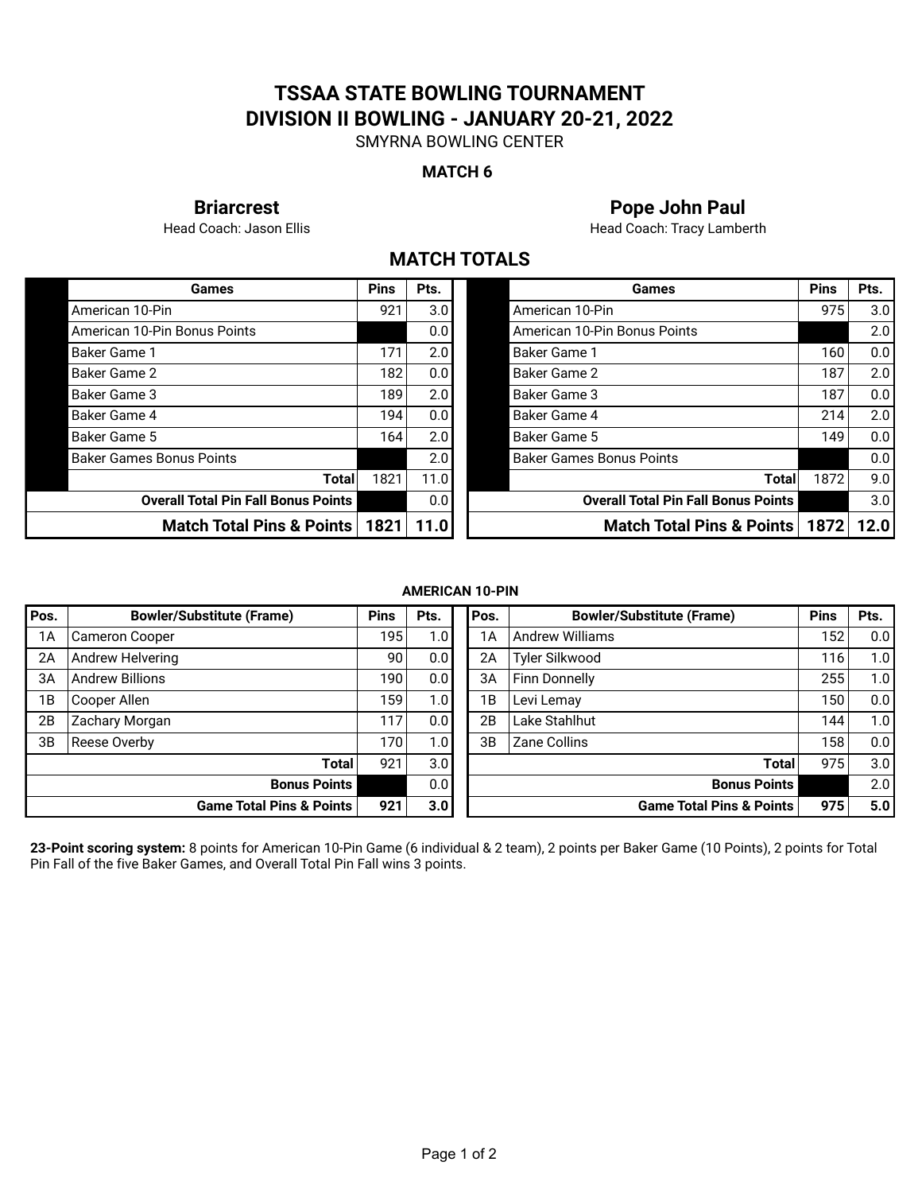# TSSAA STATE BOWLING TOURNAMENT
# DIVISION II BOWLING - JANUARY 20-21, 2022

SMYRNA BOWLING CENTER

**MATCH 6**

## Briarcrest

Head Coach: Jason Ellis

## Pope John Paul

Head Coach: Tracy Lamberth

## MATCH TOTALS

**Briarcrest**

| Games | Pins | Pts. |
|---|---|---|
| American 10-Pin | 921 | 3.0 |
| American 10-Pin Bonus Points | | 0.0 |
| Baker Game 1 | 171 | 2.0 |
| Baker Game 2 | 182 | 0.0 |
| Baker Game 3 | 189 | 2.0 |
| Baker Game 4 | 194 | 0.0 |
| Baker Game 5 | 164 | 2.0 |
| Baker Games Bonus Points | | 2.0 |
| **Total** | 1821 | 11.0 |
| **Overall Total Pin Fall Bonus Points** | | 0.0 |
| **Match Total Pins & Points** | **1821** | **11.0** |

**Pope John Paul**

| Games | Pins | Pts. |
|---|---|---|
| American 10-Pin | 975 | 3.0 |
| American 10-Pin Bonus Points | | 2.0 |
| Baker Game 1 | 160 | 0.0 |
| Baker Game 2 | 187 | 2.0 |
| Baker Game 3 | 187 | 0.0 |
| Baker Game 4 | 214 | 2.0 |
| Baker Game 5 | 149 | 0.0 |
| Baker Games Bonus Points | | 0.0 |
| **Total** | 1872 | 9.0 |
| **Overall Total Pin Fall Bonus Points** | | 3.0 |
| **Match Total Pins & Points** | **1872** | **12.0** |

**AMERICAN 10-PIN**

**Briarcrest**

| Pos. | Bowler/Substitute (Frame) | Pins | Pts. |
|---|---|---|---|
| 1A | Cameron Cooper | 195 | 1.0 |
| 2A | Andrew Helvering | 90 | 0.0 |
| 3A | Andrew Billions | 190 | 0.0 |
| 1B | Cooper Allen | 159 | 1.0 |
| 2B | Zachary Morgan | 117 | 0.0 |
| 3B | Reese Overby | 170 | 1.0 |
| | **Total** | 921 | 3.0 |
| | **Bonus Points** | | 0.0 |
| | **Game Total Pins & Points** | **921** | **3.0** |

**Pope John Paul**

| Pos. | Bowler/Substitute (Frame) | Pins | Pts. |
|---|---|---|---|
| 1A | Andrew Williams | 152 | 0.0 |
| 2A | Tyler Silkwood | 116 | 1.0 |
| 3A | Finn Donnelly | 255 | 1.0 |
| 1B | Levi Lemay | 150 | 0.0 |
| 2B | Lake Stahlhut | 144 | 1.0 |
| 3B | Zane Collins | 158 | 0.0 |
| | **Total** | 975 | 3.0 |
| | **Bonus Points** | | 2.0 |
| | **Game Total Pins & Points** | **975** | **5.0** |

**23-Point scoring system:** 8 points for American 10-Pin Game (6 individual & 2 team), 2 points per Baker Game (10 Points), 2 points for Total Pin Fall of the five Baker Games, and Overall Total Pin Fall wins 3 points.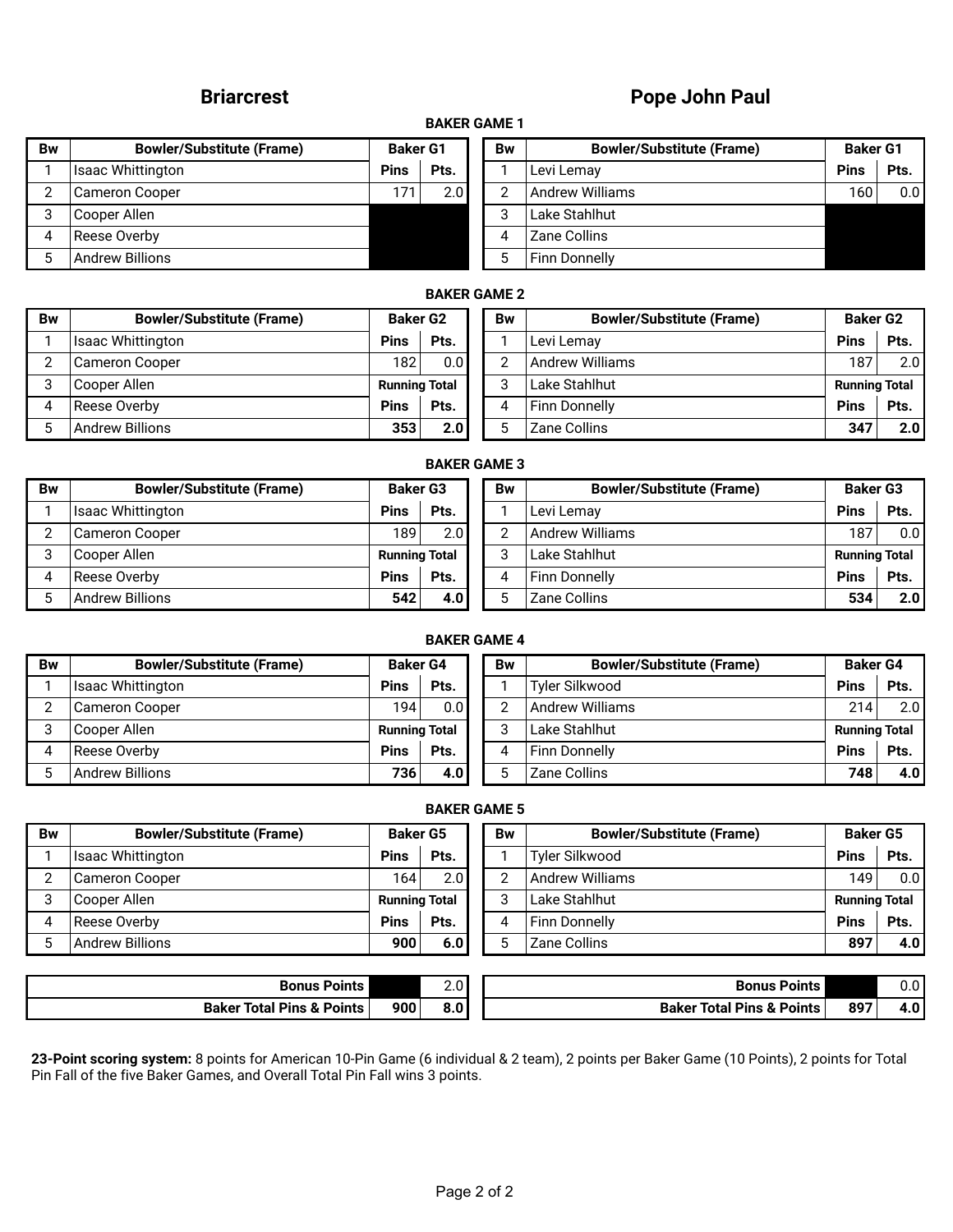## Briarcrest

## Pope John Paul

### BAKER GAME 1

| Bw | Bowler/Substitute (Frame) | Baker G1 | |
|---|---|---|---|
| 1 | Isaac Whittington | Pins | Pts. |
| 2 | Cameron Cooper | 171 | 2.0 |
| 3 | Cooper Allen | | |
| 4 | Reese Overby | | |
| 5 | Andrew Billions | | |

| Bw | Bowler/Substitute (Frame) | Baker G1 | |
|---|---|---|---|
| 1 | Levi Lemay | Pins | Pts. |
| 2 | Andrew Williams | 160 | 0.0 |
| 3 | Lake Stahlhut | | |
| 4 | Zane Collins | | |
| 5 | Finn Donnelly | | |

### BAKER GAME 2

| Bw | Bowler/Substitute (Frame) | Baker G2 | |
|---|---|---|---|
| 1 | Isaac Whittington | Pins | Pts. |
| 2 | Cameron Cooper | 182 | 0.0 |
| 3 | Cooper Allen | Running Total | |
| 4 | Reese Overby | Pins | Pts. |
| 5 | Andrew Billions | **353** | **2.0** |

| Bw | Bowler/Substitute (Frame) | Baker G2 | |
|---|---|---|---|
| 1 | Levi Lemay | Pins | Pts. |
| 2 | Andrew Williams | 187 | 2.0 |
| 3 | Lake Stahlhut | Running Total | |
| 4 | Finn Donnelly | Pins | Pts. |
| 5 | Zane Collins | **347** | **2.0** |

### BAKER GAME 3

| Bw | Bowler/Substitute (Frame) | Baker G3 | |
|---|---|---|---|
| 1 | Isaac Whittington | Pins | Pts. |
| 2 | Cameron Cooper | 189 | 2.0 |
| 3 | Cooper Allen | Running Total | |
| 4 | Reese Overby | Pins | Pts. |
| 5 | Andrew Billions | **542** | **4.0** |

| Bw | Bowler/Substitute (Frame) | Baker G3 | |
|---|---|---|---|
| 1 | Levi Lemay | Pins | Pts. |
| 2 | Andrew Williams | 187 | 0.0 |
| 3 | Lake Stahlhut | Running Total | |
| 4 | Finn Donnelly | Pins | Pts. |
| 5 | Zane Collins | **534** | **2.0** |

### BAKER GAME 4

| Bw | Bowler/Substitute (Frame) | Baker G4 | |
|---|---|---|---|
| 1 | Isaac Whittington | Pins | Pts. |
| 2 | Cameron Cooper | 194 | 0.0 |
| 3 | Cooper Allen | Running Total | |
| 4 | Reese Overby | Pins | Pts. |
| 5 | Andrew Billions | **736** | **4.0** |

| Bw | Bowler/Substitute (Frame) | Baker G4 | |
|---|---|---|---|
| 1 | Tyler Silkwood | Pins | Pts. |
| 2 | Andrew Williams | 214 | 2.0 |
| 3 | Lake Stahlhut | Running Total | |
| 4 | Finn Donnelly | Pins | Pts. |
| 5 | Zane Collins | **748** | **4.0** |

### BAKER GAME 5

| Bw | Bowler/Substitute (Frame) | Baker G5 | |
|---|---|---|---|
| 1 | Isaac Whittington | Pins | Pts. |
| 2 | Cameron Cooper | 164 | 2.0 |
| 3 | Cooper Allen | Running Total | |
| 4 | Reese Overby | Pins | Pts. |
| 5 | Andrew Billions | **900** | **6.0** |

| Bw | Bowler/Substitute (Frame) | Baker G5 | |
|---|---|---|---|
| 1 | Tyler Silkwood | Pins | Pts. |
| 2 | Andrew Williams | 149 | 0.0 |
| 3 | Lake Stahlhut | Running Total | |
| 4 | Finn Donnelly | Pins | Pts. |
| 5 | Zane Collins | **897** | **4.0** |

| | | |
|---|---|---|
| **Bonus Points** | | 2.0 |
| **Baker Total Pins & Points** | **900** | **8.0** |

| | | |
|---|---|---|
| **Bonus Points** | | 0.0 |
| **Baker Total Pins & Points** | **897** | **4.0** |

**23-Point scoring system:** 8 points for American 10-Pin Game (6 individual & 2 team), 2 points per Baker Game (10 Points), 2 points for Total Pin Fall of the five Baker Games, and Overall Total Pin Fall wins 3 points.